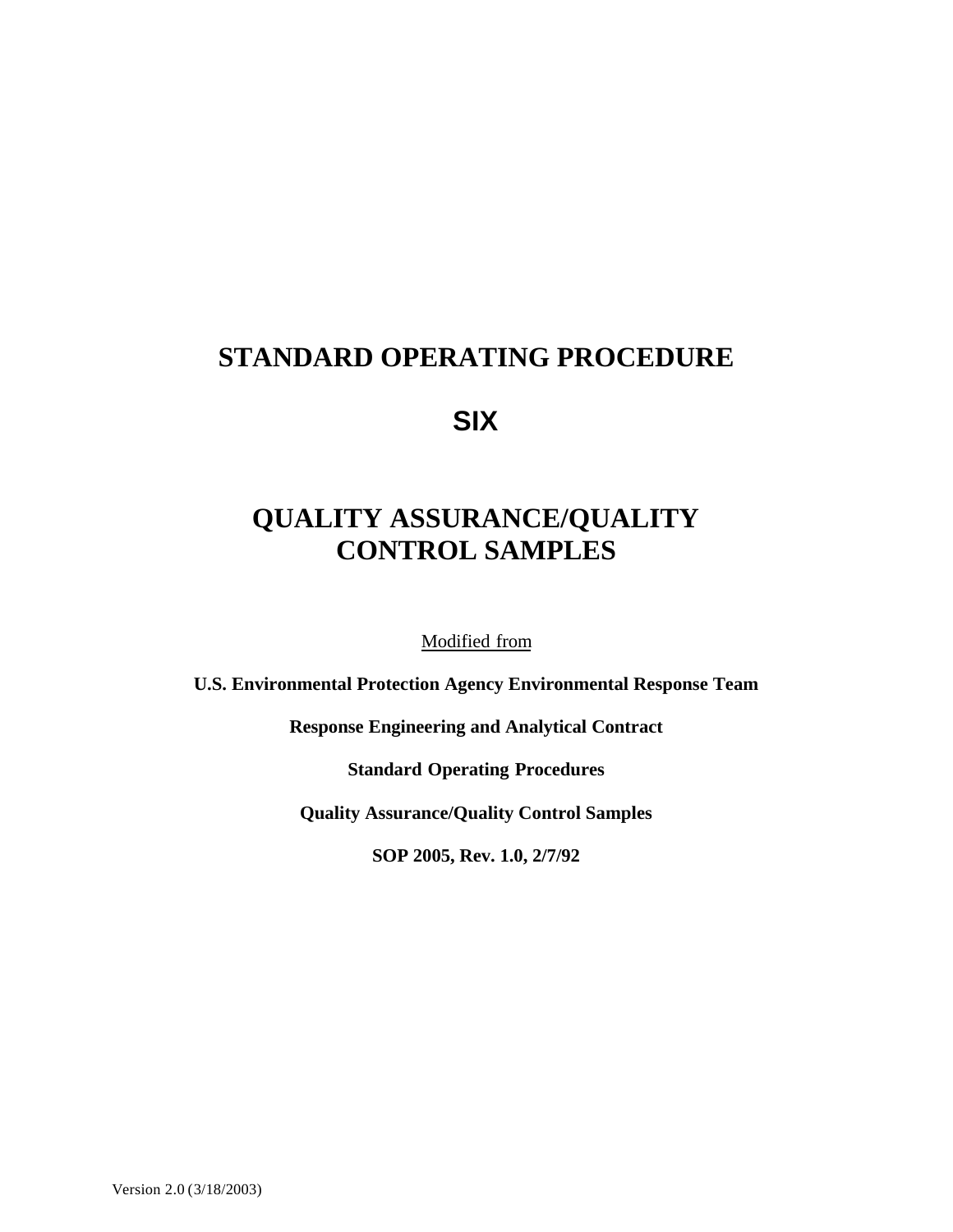# STANDARD OPERATING PROCEDURE

# SIX

# QUALITY ASSURANCE/QUALITY CONTROL SAMPLES

Modified from

**U.S. Environmental Protection Agency Environmental Response Team**

**Response Engineering and Analytical Contract**

**Standard Operating Procedures**

**Quality Assurance/Quality Control Samples**

**SOP 2005, Rev. 1.0, 2/7/92**

Version 2.0 (3/18/2003)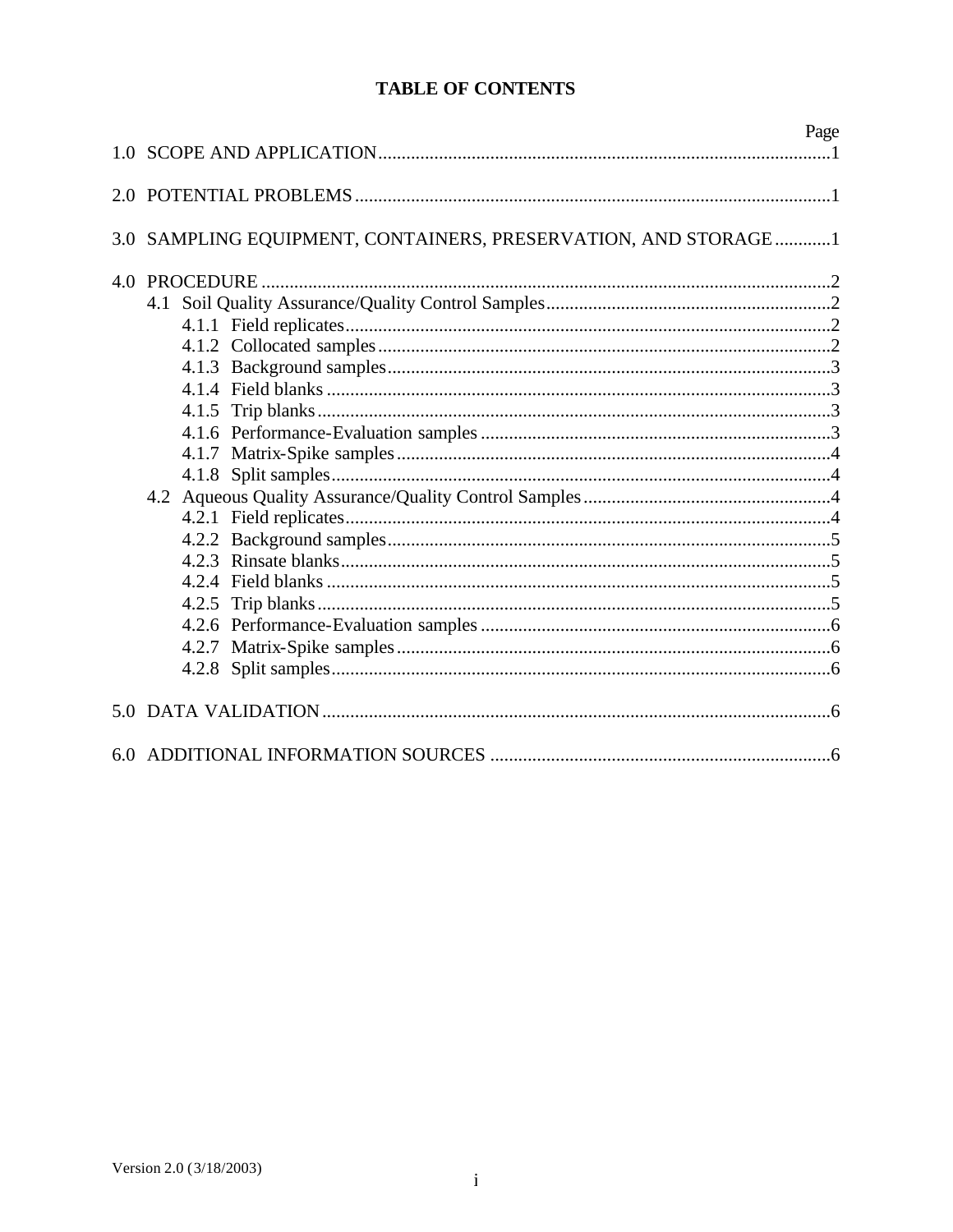# TABLE OF CONTENTS

| | Page |
|---|---|
| 1.0 SCOPE AND APPLICATION | 1 |
| 2.0 POTENTIAL PROBLEMS | 1 |
| 3.0 SAMPLING EQUIPMENT, CONTAINERS, PRESERVATION, AND STORAGE | 1 |
| 4.0 PROCEDURE | 2 |
| 4.1 Soil Quality Assurance/Quality Control Samples | 2 |
| 4.1.1 Field replicates | 2 |
| 4.1.2 Collocated samples | 2 |
| 4.1.3 Background samples | 3 |
| 4.1.4 Field blanks | 3 |
| 4.1.5 Trip blanks | 3 |
| 4.1.6 Performance-Evaluation samples | 3 |
| 4.1.7 Matrix-Spike samples | 4 |
| 4.1.8 Split samples | 4 |
| 4.2 Aqueous Quality Assurance/Quality Control Samples | 4 |
| 4.2.1 Field replicates | 4 |
| 4.2.2 Background samples | 5 |
| 4.2.3 Rinsate blanks | 5 |
| 4.2.4 Field blanks | 5 |
| 4.2.5 Trip blanks | 5 |
| 4.2.6 Performance-Evaluation samples | 6 |
| 4.2.7 Matrix-Spike samples | 6 |
| 4.2.8 Split samples | 6 |
| 5.0 DATA VALIDATION | 6 |
| 6.0 ADDITIONAL INFORMATION SOURCES | 6 |

Version 2.0 (3/18/2003)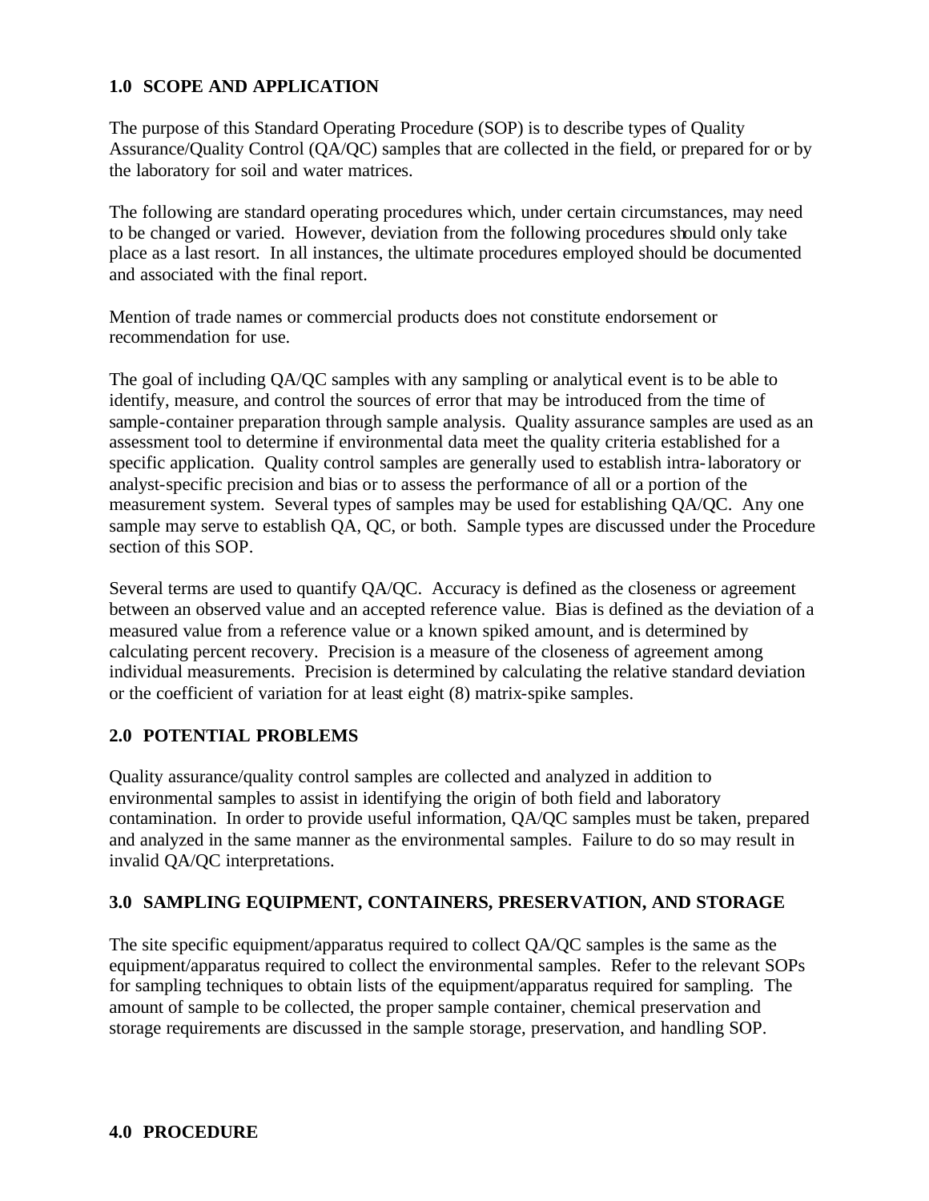## 1.0 SCOPE AND APPLICATION

The purpose of this Standard Operating Procedure (SOP) is to describe types of Quality Assurance/Quality Control (QA/QC) samples that are collected in the field, or prepared for or by the laboratory for soil and water matrices.

The following are standard operating procedures which, under certain circumstances, may need to be changed or varied. However, deviation from the following procedures should only take place as a last resort. In all instances, the ultimate procedures employed should be documented and associated with the final report.

Mention of trade names or commercial products does not constitute endorsement or recommendation for use.

The goal of including QA/QC samples with any sampling or analytical event is to be able to identify, measure, and control the sources of error that may be introduced from the time of sample-container preparation through sample analysis. Quality assurance samples are used as an assessment tool to determine if environmental data meet the quality criteria established for a specific application. Quality control samples are generally used to establish intra-laboratory or analyst-specific precision and bias or to assess the performance of all or a portion of the measurement system. Several types of samples may be used for establishing QA/QC. Any one sample may serve to establish QA, QC, or both. Sample types are discussed under the Procedure section of this SOP.

Several terms are used to quantify QA/QC. Accuracy is defined as the closeness or agreement between an observed value and an accepted reference value. Bias is defined as the deviation of a measured value from a reference value or a known spiked amount, and is determined by calculating percent recovery. Precision is a measure of the closeness of agreement among individual measurements. Precision is determined by calculating the relative standard deviation or the coefficient of variation for at least eight (8) matrix-spike samples.

## 2.0 POTENTIAL PROBLEMS

Quality assurance/quality control samples are collected and analyzed in addition to environmental samples to assist in identifying the origin of both field and laboratory contamination. In order to provide useful information, QA/QC samples must be taken, prepared and analyzed in the same manner as the environmental samples. Failure to do so may result in invalid QA/QC interpretations.

## 3.0 SAMPLING EQUIPMENT, CONTAINERS, PRESERVATION, AND STORAGE

The site specific equipment/apparatus required to collect QA/QC samples is the same as the equipment/apparatus required to collect the environmental samples. Refer to the relevant SOPs for sampling techniques to obtain lists of the equipment/apparatus required for sampling. The amount of sample to be collected, the proper sample container, chemical preservation and storage requirements are discussed in the sample storage, preservation, and handling SOP.

## 4.0 PROCEDURE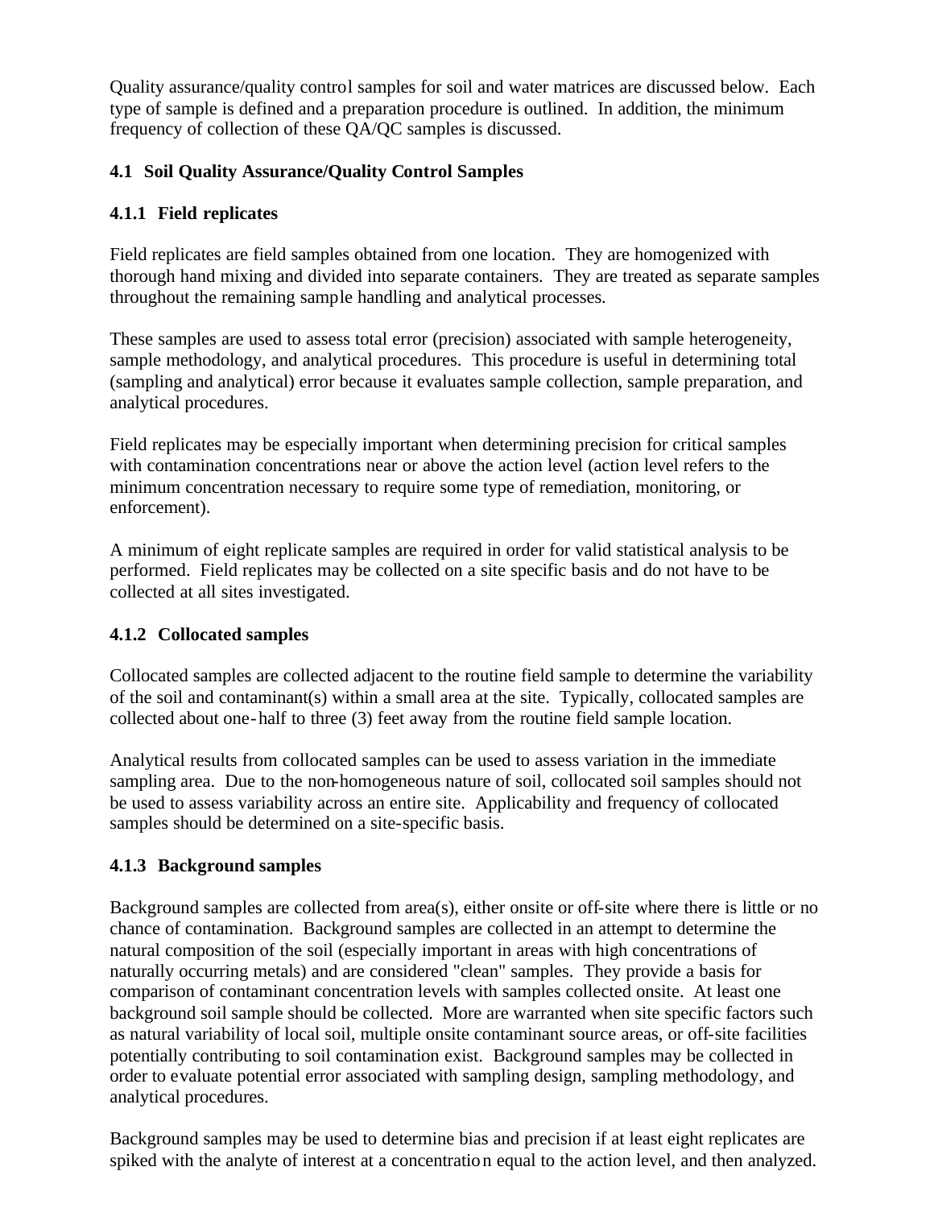Quality assurance/quality control samples for soil and water matrices are discussed below. Each type of sample is defined and a preparation procedure is outlined. In addition, the minimum frequency of collection of these QA/QC samples is discussed.

### 4.1 Soil Quality Assurance/Quality Control Samples

#### 4.1.1 Field replicates

Field replicates are field samples obtained from one location. They are homogenized with thorough hand mixing and divided into separate containers. They are treated as separate samples throughout the remaining sample handling and analytical processes.

These samples are used to assess total error (precision) associated with sample heterogeneity, sample methodology, and analytical procedures. This procedure is useful in determining total (sampling and analytical) error because it evaluates sample collection, sample preparation, and analytical procedures.

Field replicates may be especially important when determining precision for critical samples with contamination concentrations near or above the action level (action level refers to the minimum concentration necessary to require some type of remediation, monitoring, or enforcement).

A minimum of eight replicate samples are required in order for valid statistical analysis to be performed. Field replicates may be collected on a site specific basis and do not have to be collected at all sites investigated.

#### 4.1.2 Collocated samples

Collocated samples are collected adjacent to the routine field sample to determine the variability of the soil and contaminant(s) within a small area at the site. Typically, collocated samples are collected about one-half to three (3) feet away from the routine field sample location.

Analytical results from collocated samples can be used to assess variation in the immediate sampling area. Due to the non-homogeneous nature of soil, collocated soil samples should not be used to assess variability across an entire site. Applicability and frequency of collocated samples should be determined on a site-specific basis.

#### 4.1.3 Background samples

Background samples are collected from area(s), either onsite or off-site where there is little or no chance of contamination. Background samples are collected in an attempt to determine the natural composition of the soil (especially important in areas with high concentrations of naturally occurring metals) and are considered "clean" samples. They provide a basis for comparison of contaminant concentration levels with samples collected onsite. At least one background soil sample should be collected. More are warranted when site specific factors such as natural variability of local soil, multiple onsite contaminant source areas, or off-site facilities potentially contributing to soil contamination exist. Background samples may be collected in order to evaluate potential error associated with sampling design, sampling methodology, and analytical procedures.

Background samples may be used to determine bias and precision if at least eight replicates are spiked with the analyte of interest at a concentration equal to the action level, and then analyzed.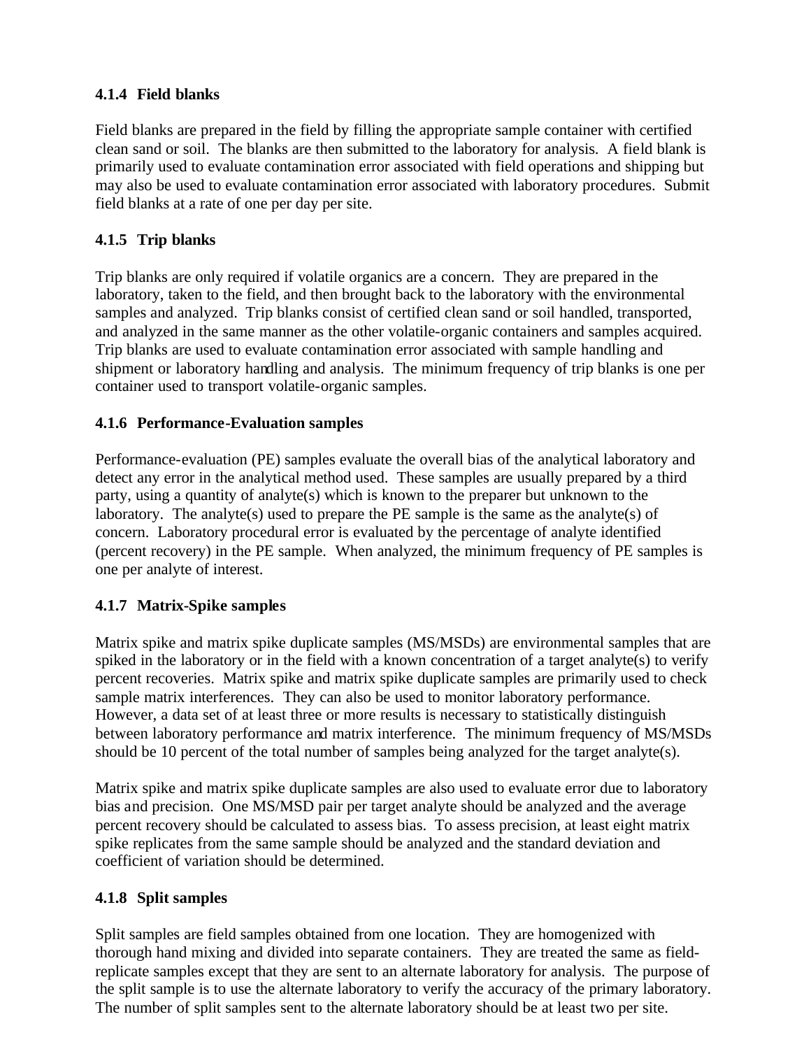#### 4.1.4 Field blanks

Field blanks are prepared in the field by filling the appropriate sample container with certified clean sand or soil. The blanks are then submitted to the laboratory for analysis. A field blank is primarily used to evaluate contamination error associated with field operations and shipping but may also be used to evaluate contamination error associated with laboratory procedures. Submit field blanks at a rate of one per day per site.

#### 4.1.5 Trip blanks

Trip blanks are only required if volatile organics are a concern. They are prepared in the laboratory, taken to the field, and then brought back to the laboratory with the environmental samples and analyzed. Trip blanks consist of certified clean sand or soil handled, transported, and analyzed in the same manner as the other volatile-organic containers and samples acquired. Trip blanks are used to evaluate contamination error associated with sample handling and shipment or laboratory handling and analysis. The minimum frequency of trip blanks is one per container used to transport volatile-organic samples.

#### 4.1.6 Performance-Evaluation samples

Performance-evaluation (PE) samples evaluate the overall bias of the analytical laboratory and detect any error in the analytical method used. These samples are usually prepared by a third party, using a quantity of analyte(s) which is known to the preparer but unknown to the laboratory. The analyte(s) used to prepare the PE sample is the same as the analyte(s) of concern. Laboratory procedural error is evaluated by the percentage of analyte identified (percent recovery) in the PE sample. When analyzed, the minimum frequency of PE samples is one per analyte of interest.

#### 4.1.7 Matrix-Spike samples

Matrix spike and matrix spike duplicate samples (MS/MSDs) are environmental samples that are spiked in the laboratory or in the field with a known concentration of a target analyte(s) to verify percent recoveries. Matrix spike and matrix spike duplicate samples are primarily used to check sample matrix interferences. They can also be used to monitor laboratory performance. However, a data set of at least three or more results is necessary to statistically distinguish between laboratory performance and matrix interference. The minimum frequency of MS/MSDs should be 10 percent of the total number of samples being analyzed for the target analyte(s).

Matrix spike and matrix spike duplicate samples are also used to evaluate error due to laboratory bias and precision. One MS/MSD pair per target analyte should be analyzed and the average percent recovery should be calculated to assess bias. To assess precision, at least eight matrix spike replicates from the same sample should be analyzed and the standard deviation and coefficient of variation should be determined.

#### 4.1.8 Split samples

Split samples are field samples obtained from one location. They are homogenized with thorough hand mixing and divided into separate containers. They are treated the same as field-replicate samples except that they are sent to an alternate laboratory for analysis. The purpose of the split sample is to use the alternate laboratory to verify the accuracy of the primary laboratory. The number of split samples sent to the alternate laboratory should be at least two per site.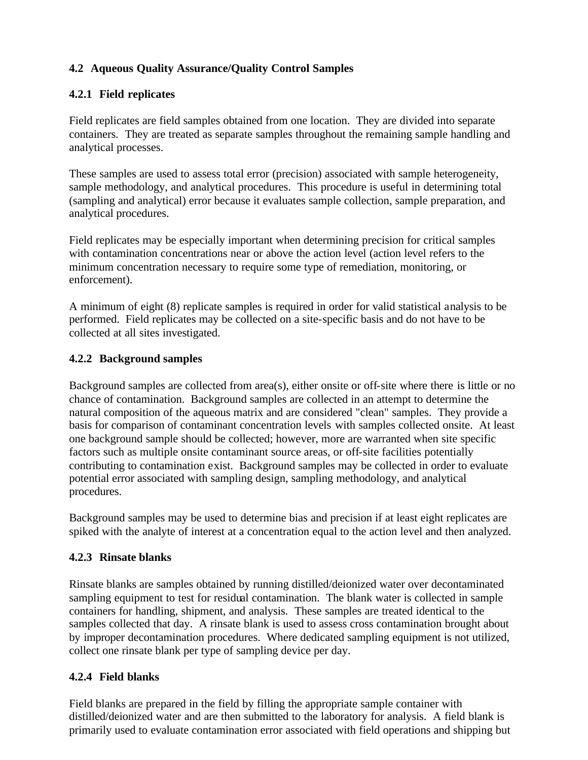### 4.2 Aqueous Quality Assurance/Quality Control Samples

#### 4.2.1 Field replicates

Field replicates are field samples obtained from one location. They are divided into separate containers. They are treated as separate samples throughout the remaining sample handling and analytical processes.

These samples are used to assess total error (precision) associated with sample heterogeneity, sample methodology, and analytical procedures. This procedure is useful in determining total (sampling and analytical) error because it evaluates sample collection, sample preparation, and analytical procedures.

Field replicates may be especially important when determining precision for critical samples with contamination concentrations near or above the action level (action level refers to the minimum concentration necessary to require some type of remediation, monitoring, or enforcement).

A minimum of eight (8) replicate samples is required in order for valid statistical analysis to be performed. Field replicates may be collected on a site-specific basis and do not have to be collected at all sites investigated.

#### 4.2.2 Background samples

Background samples are collected from area(s), either onsite or off-site where there is little or no chance of contamination. Background samples are collected in an attempt to determine the natural composition of the aqueous matrix and are considered "clean" samples. They provide a basis for comparison of contaminant concentration levels with samples collected onsite. At least one background sample should be collected; however, more are warranted when site specific factors such as multiple onsite contaminant source areas, or off-site facilities potentially contributing to contamination exist. Background samples may be collected in order to evaluate potential error associated with sampling design, sampling methodology, and analytical procedures.

Background samples may be used to determine bias and precision if at least eight replicates are spiked with the analyte of interest at a concentration equal to the action level and then analyzed.

#### 4.2.3 Rinsate blanks

Rinsate blanks are samples obtained by running distilled/deionized water over decontaminated sampling equipment to test for residual contamination. The blank water is collected in sample containers for handling, shipment, and analysis. These samples are treated identical to the samples collected that day. A rinsate blank is used to assess cross contamination brought about by improper decontamination procedures. Where dedicated sampling equipment is not utilized, collect one rinsate blank per type of sampling device per day.

#### 4.2.4 Field blanks

Field blanks are prepared in the field by filling the appropriate sample container with distilled/deionized water and are then submitted to the laboratory for analysis. A field blank is primarily used to evaluate contamination error associated with field operations and shipping but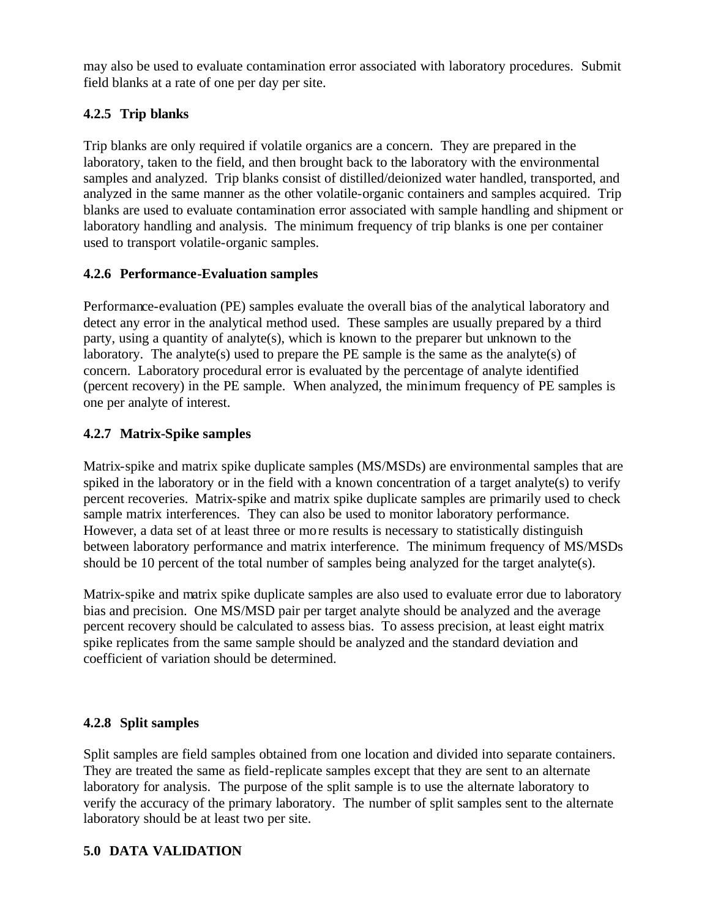may also be used to evaluate contamination error associated with laboratory procedures. Submit field blanks at a rate of one per day per site.

### 4.2.5 Trip blanks

Trip blanks are only required if volatile organics are a concern. They are prepared in the laboratory, taken to the field, and then brought back to the laboratory with the environmental samples and analyzed. Trip blanks consist of distilled/deionized water handled, transported, and analyzed in the same manner as the other volatile-organic containers and samples acquired. Trip blanks are used to evaluate contamination error associated with sample handling and shipment or laboratory handling and analysis. The minimum frequency of trip blanks is one per container used to transport volatile-organic samples.

### 4.2.6 Performance-Evaluation samples

Performance-evaluation (PE) samples evaluate the overall bias of the analytical laboratory and detect any error in the analytical method used. These samples are usually prepared by a third party, using a quantity of analyte(s), which is known to the preparer but unknown to the laboratory. The analyte(s) used to prepare the PE sample is the same as the analyte(s) of concern. Laboratory procedural error is evaluated by the percentage of analyte identified (percent recovery) in the PE sample. When analyzed, the minimum frequency of PE samples is one per analyte of interest.

### 4.2.7 Matrix-Spike samples

Matrix-spike and matrix spike duplicate samples (MS/MSDs) are environmental samples that are spiked in the laboratory or in the field with a known concentration of a target analyte(s) to verify percent recoveries. Matrix-spike and matrix spike duplicate samples are primarily used to check sample matrix interferences. They can also be used to monitor laboratory performance. However, a data set of at least three or more results is necessary to statistically distinguish between laboratory performance and matrix interference. The minimum frequency of MS/MSDs should be 10 percent of the total number of samples being analyzed for the target analyte(s).

Matrix-spike and matrix spike duplicate samples are also used to evaluate error due to laboratory bias and precision. One MS/MSD pair per target analyte should be analyzed and the average percent recovery should be calculated to assess bias. To assess precision, at least eight matrix spike replicates from the same sample should be analyzed and the standard deviation and coefficient of variation should be determined.

### 4.2.8 Split samples

Split samples are field samples obtained from one location and divided into separate containers. They are treated the same as field-replicate samples except that they are sent to an alternate laboratory for analysis. The purpose of the split sample is to use the alternate laboratory to verify the accuracy of the primary laboratory. The number of split samples sent to the alternate laboratory should be at least two per site.

## 5.0 DATA VALIDATION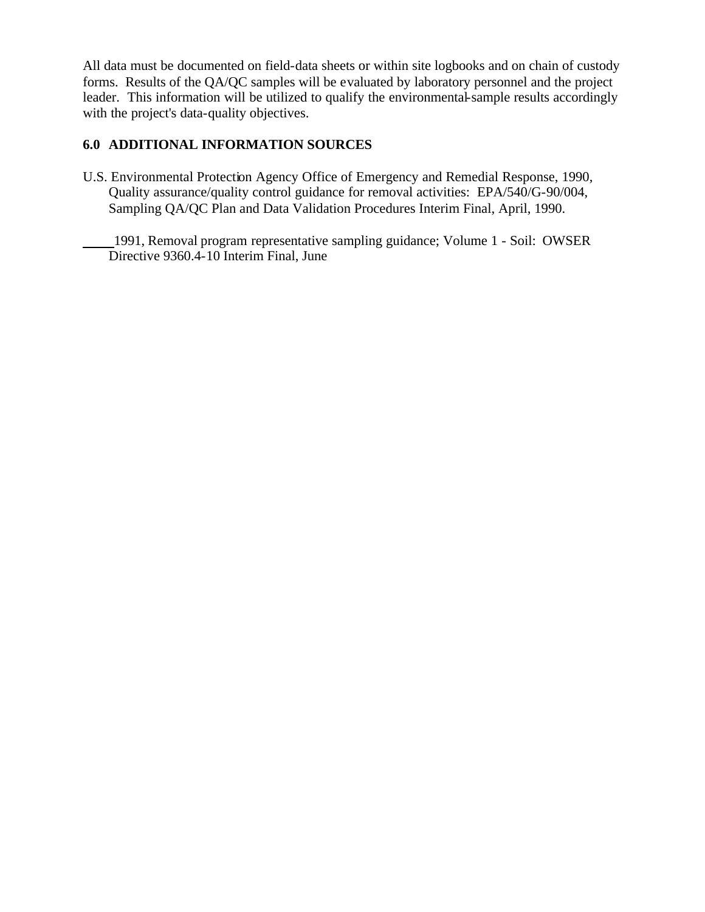All data must be documented on field-data sheets or within site logbooks and on chain of custody forms. Results of the QA/QC samples will be evaluated by laboratory personnel and the project leader. This information will be utilized to qualify the environmental-sample results accordingly with the project's data-quality objectives.

## 6.0 ADDITIONAL INFORMATION SOURCES

U.S. Environmental Protection Agency Office of Emergency and Remedial Response, 1990, Quality assurance/quality control guidance for removal activities: EPA/540/G-90/004, Sampling QA/QC Plan and Data Validation Procedures Interim Final, April, 1990.

_____ 1991, Removal program representative sampling guidance; Volume 1 - Soil: OWSER Directive 9360.4-10 Interim Final, June